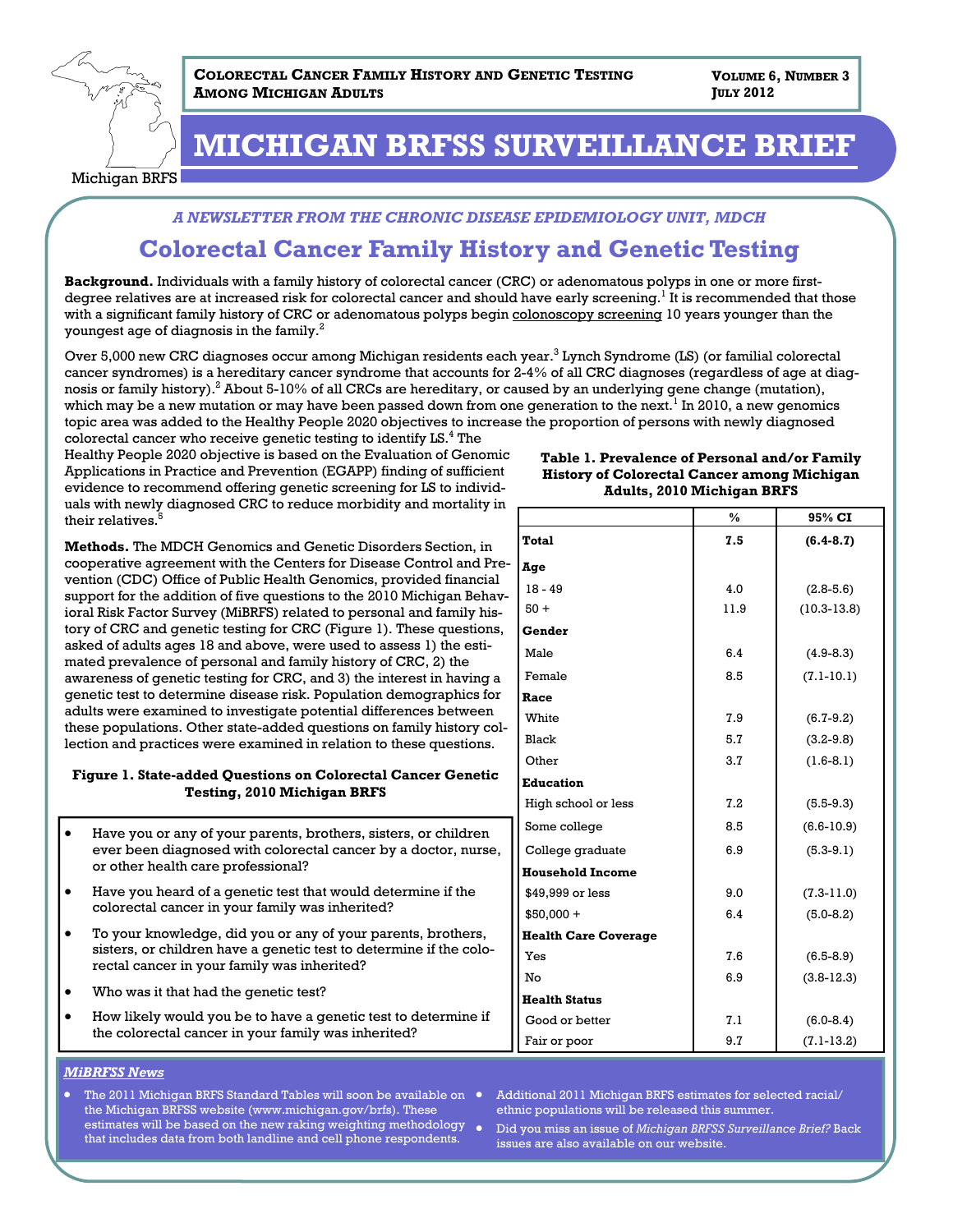**Colorectal Cancer Family History and Genetic Testing Among Michigan Adults**

**Volume 6, Number 3**
**July 2012**

# MICHIGAN BRFSS SURVEILLANCE BRIEF

Michigan BRFS

*A NEWSLETTER FROM THE CHRONIC DISEASE EPIDEMIOLOGY UNIT, MDCH*

## Colorectal Cancer Family History and Genetic Testing

**Background.** Individuals with a family history of colorectal cancer (CRC) or adenomatous polyps in one or more first-degree relatives are at increased risk for colorectal cancer and should have early screening.[1] It is recommended that those with a significant family history of CRC or adenomatous polyps begin colonoscopy screening 10 years younger than the youngest age of diagnosis in the family.[2]

Over 5,000 new CRC diagnoses occur among Michigan residents each year.[3] Lynch Syndrome (LS) (or familial colorectal cancer syndromes) is a hereditary cancer syndrome that accounts for 2-4% of all CRC diagnoses (regardless of age at diagnosis or family history).[2] About 5-10% of all CRCs are hereditary, or caused by an underlying gene change (mutation), which may be a new mutation or may have been passed down from one generation to the next.[1] In 2010, a new genomics topic area was added to the Healthy People 2020 objectives to increase the proportion of persons with newly diagnosed colorectal cancer who receive genetic testing to identify LS.[4] The Healthy People 2020 objective is based on the Evaluation of Genomic Applications in Practice and Prevention (EGAPP) finding of sufficient evidence to recommend offering genetic screening for LS to individuals with newly diagnosed CRC to reduce morbidity and mortality in their relatives.[5]

**Methods.** The MDCH Genomics and Genetic Disorders Section, in cooperative agreement with the Centers for Disease Control and Prevention (CDC) Office of Public Health Genomics, provided financial support for the addition of five questions to the 2010 Michigan Behavioral Risk Factor Survey (MiBRFS) related to personal and family history of CRC and genetic testing for CRC (Figure 1). These questions, asked of adults ages 18 and above, were used to assess 1) the estimated prevalence of personal and family history of CRC, 2) the awareness of genetic testing for CRC, and 3) the interest in having a genetic test to determine disease risk. Population demographics for adults were examined to investigate potential differences between these populations. Other state-added questions on family history collection and practices were examined in relation to these questions.

**Figure 1. State-added Questions on Colorectal Cancer Genetic Testing, 2010 Michigan BRFS**

- Have you or any of your parents, brothers, sisters, or children ever been diagnosed with colorectal cancer by a doctor, nurse, or other health care professional?
- Have you heard of a genetic test that would determine if the colorectal cancer in your family was inherited?
- To your knowledge, did you or any of your parents, brothers, sisters, or children have a genetic test to determine if the colorectal cancer in your family was inherited?
- Who was it that had the genetic test?
- How likely would you be to have a genetic test to determine if the colorectal cancer in your family was inherited?

**Table 1. Prevalence of Personal and/or Family History of Colorectal Cancer among Michigan Adults, 2010 Michigan BRFS**

| | % | 95% CI |
|---|---|---|
| **Total** | **7.5** | **(6.4-8.7)** |
| **Age** | | |
| 18 - 49 | 4.0 | (2.8-5.6) |
| 50 + | 11.9 | (10.3-13.8) |
| **Gender** | | |
| Male | 6.4 | (4.9-8.3) |
| Female | 8.5 | (7.1-10.1) |
| **Race** | | |
| White | 7.9 | (6.7-9.2) |
| Black | 5.7 | (3.2-9.8) |
| Other | 3.7 | (1.6-8.1) |
| **Education** | | |
| High school or less | 7.2 | (5.5-9.3) |
| Some college | 8.5 | (6.6-10.9) |
| College graduate | 6.9 | (5.3-9.1) |
| **Household Income** | | |
| $49,999 or less | 9.0 | (7.3-11.0) |
| $50,000 + | 6.4 | (5.0-8.2) |
| **Health Care Coverage** | | |
| Yes | 7.6 | (6.5-8.9) |
| No | 6.9 | (3.8-12.3) |
| **Health Status** | | |
| Good or better | 7.1 | (6.0-8.4) |
| Fair or poor | 9.7 | (7.1-13.2) |

***MiBRFSS News***

- The 2011 Michigan BRFS Standard Tables will soon be available on the Michigan BRFSS website (www.michigan.gov/brfs). These estimates will be based on the new raking weighting methodology that includes data from both landline and cell phone respondents.
- Additional 2011 Michigan BRFS estimates for selected racial/ethnic populations will be released this summer.
- Did you miss an issue of *Michigan BRFSS Surveillance Brief?* Back issues are also available on our website.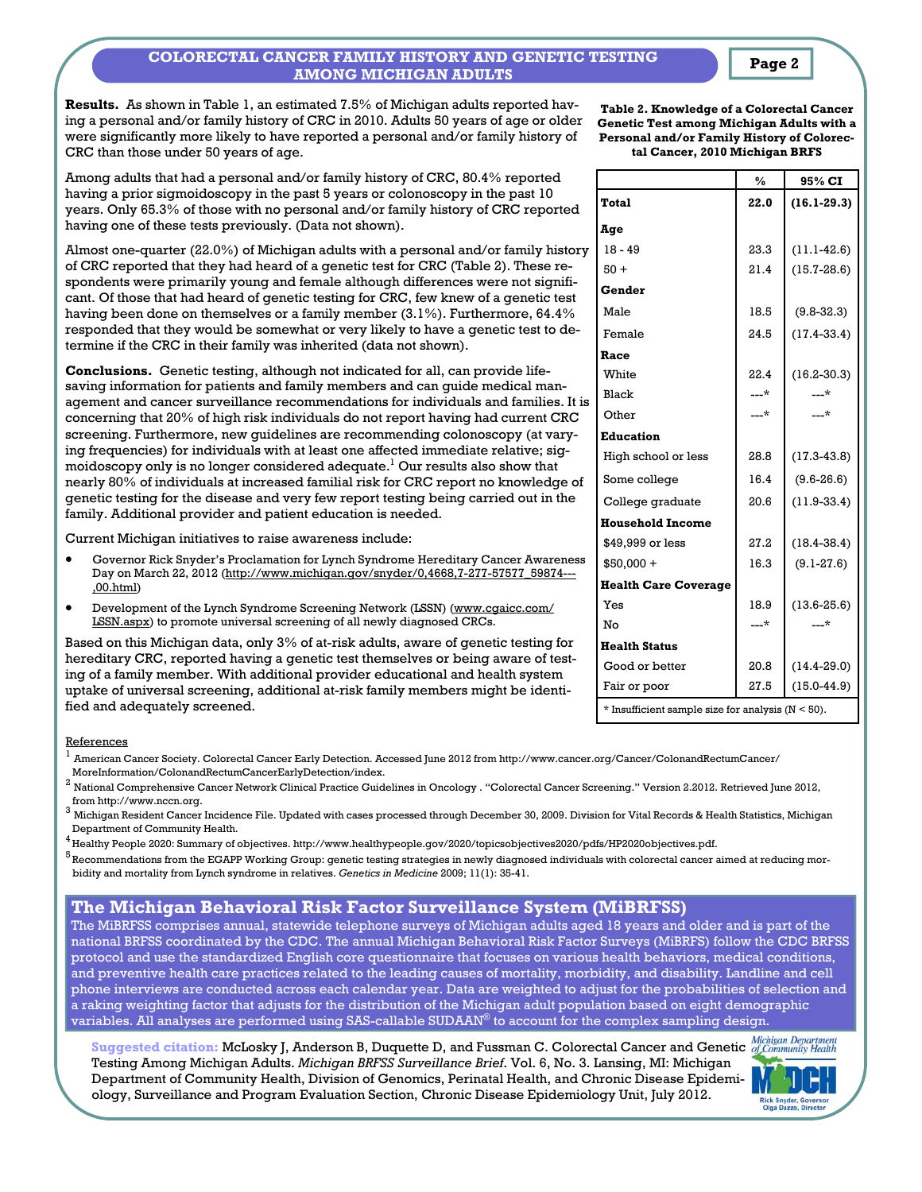## COLORECTAL CANCER FAMILY HISTORY AND GENETIC TESTING AMONG MICHIGAN ADULTS

**Results.** As shown in Table 1, an estimated 7.5% of Michigan adults reported having a personal and/or family history of CRC in 2010. Adults 50 years of age or older were significantly more likely to have reported a personal and/or family history of CRC than those under 50 years of age.

Among adults that had a personal and/or family history of CRC, 80.4% reported having a prior sigmoidoscopy in the past 5 years or colonoscopy in the past 10 years. Only 65.3% of those with no personal and/or family history of CRC reported having one of these tests previously. (Data not shown).

Almost one-quarter (22.0%) of Michigan adults with a personal and/or family history of CRC reported that they had heard of a genetic test for CRC (Table 2). These respondents were primarily young and female although differences were not significant. Of those that had heard of genetic testing for CRC, few knew of a genetic test having been done on themselves or a family member (3.1%). Furthermore, 64.4% responded that they would be somewhat or very likely to have a genetic test to determine if the CRC in their family was inherited (data not shown).

**Conclusions.** Genetic testing, although not indicated for all, can provide life-saving information for patients and family members and can guide medical management and cancer surveillance recommendations for individuals and families. It is concerning that 20% of high risk individuals do not report having had current CRC screening. Furthermore, new guidelines are recommending colonoscopy (at varying frequencies) for individuals with at least one affected immediate relative; sigmoidoscopy only is no longer considered adequate.[1] Our results also show that nearly 80% of individuals at increased familial risk for CRC report no knowledge of genetic testing for the disease and very few report testing being carried out in the family. Additional provider and patient education is needed.

Current Michigan initiatives to raise awareness include:

- Governor Rick Snyder's Proclamation for Lynch Syndrome Hereditary Cancer Awareness Day on March 22, 2012 (http://www.michigan.gov/snyder/0,4668,7-277-57577_59874---,00.html)
- Development of the Lynch Syndrome Screening Network (LSSN) (www.cgaicc.com/LSSN.aspx) to promote universal screening of all newly diagnosed CRCs.

Based on this Michigan data, only 3% of at-risk adults, aware of genetic testing for hereditary CRC, reported having a genetic test themselves or being aware of testing of a family member. With additional provider educational and health system uptake of universal screening, additional at-risk family members might be identified and adequately screened.

**Table 2. Knowledge of a Colorectal Cancer Genetic Test among Michigan Adults with a Personal and/or Family History of Colorectal Cancer, 2010 Michigan BRFS**

| | % | 95% CI |
|---|---|---|
| **Total** | **22.0** | **(16.1-29.3)** |
| **Age** | | |
| 18 - 49 | 23.3 | (11.1-42.6) |
| 50 + | 21.4 | (15.7-28.6) |
| **Gender** | | |
| Male | 18.5 | (9.8-32.3) |
| Female | 24.5 | (17.4-33.4) |
| **Race** | | |
| White | 22.4 | (16.2-30.3) |
| Black | ---* | ---* |
| Other | ---* | ---* |
| **Education** | | |
| High school or less | 28.8 | (17.3-43.8) |
| Some college | 16.4 | (9.6-26.6) |
| College graduate | 20.6 | (11.9-33.4) |
| **Household Income** | | |
| $49,999 or less | 27.2 | (18.4-38.4) |
| $50,000 + | 16.3 | (9.1-27.6) |
| **Health Care Coverage** | | |
| Yes | 18.9 | (13.6-25.6) |
| No | ---* | ---* |
| **Health Status** | | |
| Good or better | 20.8 | (14.4-29.0) |
| Fair or poor | 27.5 | (15.0-44.9) |

\* Insufficient sample size for analysis (N < 50).

### References

[1] American Cancer Society. Colorectal Cancer Early Detection. Accessed June 2012 from http://www.cancer.org/Cancer/ColonandRectumCancer/MoreInformation/ColonandRectumCancerEarlyDetection/index.

[2] National Comprehensive Cancer Network Clinical Practice Guidelines in Oncology . "Colorectal Cancer Screening." Version 2.2012. Retrieved June 2012, from http://www.nccn.org.

[3] Michigan Resident Cancer Incidence File. Updated with cases processed through December 30, 2009. Division for Vital Records & Health Statistics, Michigan Department of Community Health.

[4] Healthy People 2020: Summary of objectives. http://www.healthypeople.gov/2020/topicsobjectives2020/pdfs/HP2020objectives.pdf.

[5] Recommendations from the EGAPP Working Group: genetic testing strategies in newly diagnosed individuals with colorectal cancer aimed at reducing morbidity and mortality from Lynch syndrome in relatives. *Genetics in Medicine* 2009; 11(1): 35-41.

## The Michigan Behavioral Risk Factor Surveillance System (MiBRFSS)

The MiBRFSS comprises annual, statewide telephone surveys of Michigan adults aged 18 years and older and is part of the national BRFSS coordinated by the CDC. The annual Michigan Behavioral Risk Factor Surveys (MiBRFS) follow the CDC BRFSS protocol and use the standardized English core questionnaire that focuses on various health behaviors, medical conditions, and preventive health care practices related to the leading causes of mortality, morbidity, and disability. Landline and cell phone interviews are conducted across each calendar year. Data are weighted to adjust for the probabilities of selection and a raking weighting factor that adjusts for the distribution of the Michigan adult population based on eight demographic variables. All analyses are performed using SAS-callable SUDAAN® to account for the complex sampling design.

**Suggested citation:** McLosky J, Anderson B, Duquette D, and Fussman C. Colorectal Cancer and Genetic Testing Among Michigan Adults. *Michigan BRFSS Surveillance Brief*. Vol. 6, No. 3. Lansing, MI: Michigan Department of Community Health, Division of Genomics, Perinatal Health, and Chronic Disease Epidemiology, Surveillance and Program Evaluation Section, Chronic Disease Epidemiology Unit, July 2012.

Michigan Department of Community Health
MDCH
Rick Snyder, Governor
Olga Dazzo, Director